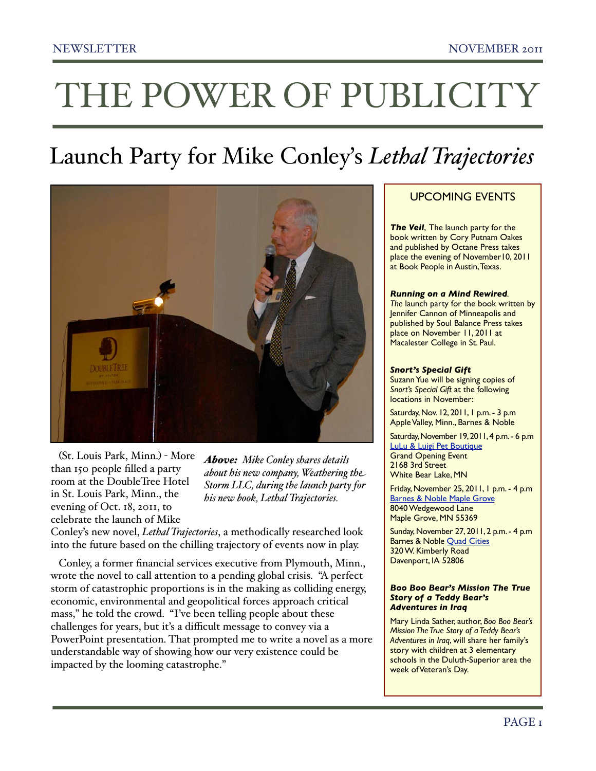# THE POWER OF PUBLICITY

## Launch Party for Mike Conley's *Lethal Trajectories*

***Above:*** *Mike Conley shares details about his new company, Weathering the Storm LLC, during the launch party for his new book, Lethal Trajectories.*

(St. Louis Park, Minn.) - More than 150 people filled a party room at the DoubleTree Hotel in St. Louis Park, Minn., the evening of Oct. 18, 2011, to celebrate the launch of Mike Conley's new novel, *Lethal Trajectories*, a methodically researched look into the future based on the chilling trajectory of events now in play.

Conley, a former financial services executive from Plymouth, Minn., wrote the novel to call attention to a pending global crisis. "A perfect storm of catastrophic proportions is in the making as colliding energy, economic, environmental and geopolitical forces approach critical mass," he told the crowd. "I've been telling people about these challenges for years, but it's a difficult message to convey via a PowerPoint presentation. That prompted me to write a novel as a more understandable way of showing how our very existence could be impacted by the looming catastrophe."

### UPCOMING EVENTS

***The Veil***, The launch party for the book written by Cory Putnam Oakes and published by Octane Press takes place the evening of November10, 2011 at Book People in Austin, Texas.

***Running on a Mind Rewired****.* *The* launch party for the book written by Jennifer Cannon of Minneapolis and published by Soul Balance Press takes place on November 11, 2011 at Macalester College in St. Paul.

***Snort's Special Gift***
Suzann Yue will be signing copies of *Snort's Special Gift* at the following locations in November:

Saturday, Nov. 12, 2011, 1 p.m. - 3 p.m
Apple Valley, Minn., Barnes & Noble

Saturday, November 19, 2011, 4 p.m. - 6 p.m
LuLu & Luigi Pet Boutique
Grand Opening Event
2168 3rd Street
White Bear Lake, MN

Friday, November 25, 2011, 1 p.m. - 4 p.m
Barnes & Noble Maple Grove
8040 Wedgewood Lane
Maple Grove, MN 55369

Sunday, November 27, 2011, 2 p.m. - 4 p.m
Barnes & Noble Quad Cities
320 W. Kimberly Road
Davenport, IA 52806

***Boo Boo Bear's Mission The True Story of a Teddy Bear's Adventures in Iraq***

Mary Linda Sather, author, *Boo Boo Bear's Mission The True Story of a Teddy Bear's Adventures in Iraq*, will share her family's story with children at 3 elementary schools in the Duluth-Superior area the week of Veteran's Day.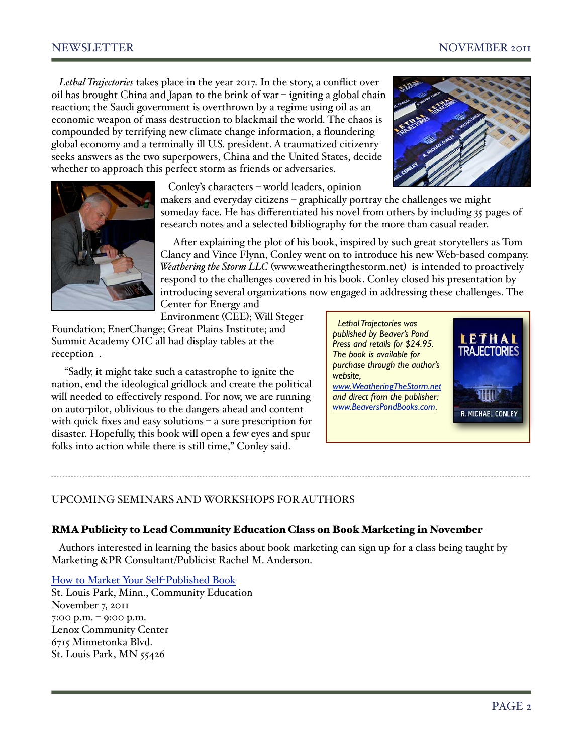*Lethal Trajectories* takes place in the year 2017. In the story, a conflict over oil has brought China and Japan to the brink of war – igniting a global chain reaction; the Saudi government is overthrown by a regime using oil as an economic weapon of mass destruction to blackmail the world. The chaos is compounded by terrifying new climate change information, a floundering global economy and a terminally ill U.S. president. A traumatized citizenry seeks answers as the two superpowers, China and the United States, decide whether to approach this perfect storm as friends or adversaries.

Conley's characters – world leaders, opinion makers and everyday citizens – graphically portray the challenges we might someday face. He has differentiated his novel from others by including 35 pages of research notes and a selected bibliography for the more than casual reader.

After explaining the plot of his book, inspired by such great storytellers as Tom Clancy and Vince Flynn, Conley went on to introduce his new Web-based company. *Weathering the Storm LLC* (www.weatheringthestorm.net) is intended to proactively respond to the challenges covered in his book. Conley closed his presentation by introducing several organizations now engaged in addressing these challenges. The Center for Energy and Environment (CEE); Will Steger Foundation; EnerChange; Great Plains Institute; and Summit Academy OIC all had display tables at the reception .

"Sadly, it might take such a catastrophe to ignite the nation, end the ideological gridlock and create the political will needed to effectively respond. For now, we are running on auto-pilot, oblivious to the dangers ahead and content with quick fixes and easy solutions – a sure prescription for disaster. Hopefully, this book will open a few eyes and spur folks into action while there is still time," Conley said.

*Lethal Trajectories was published by Beaver's Pond Press and retails for $24.95. The book is available for purchase through the author's website, [www.WeatheringTheStorm.net](http://www.WeatheringTheStorm.net) and direct from the publisher: [www.BeaversPondBooks.com](http://www.BeaversPondBooks.com).*

---

## UPCOMING SEMINARS AND WORKSHOPS FOR AUTHORS

### RMA Publicity to Lead Community Education Class on Book Marketing in November

Authors interested in learning the basics about book marketing can sign up for a class being taught by Marketing &PR Consultant/Publicist Rachel M. Anderson.

How to Market Your Self-Published Book
St. Louis Park, Minn., Community Education
November 7, 2011
7:00 p.m. – 9:00 p.m.
Lenox Community Center
6715 Minnetonka Blvd.
St. Louis Park, MN 55426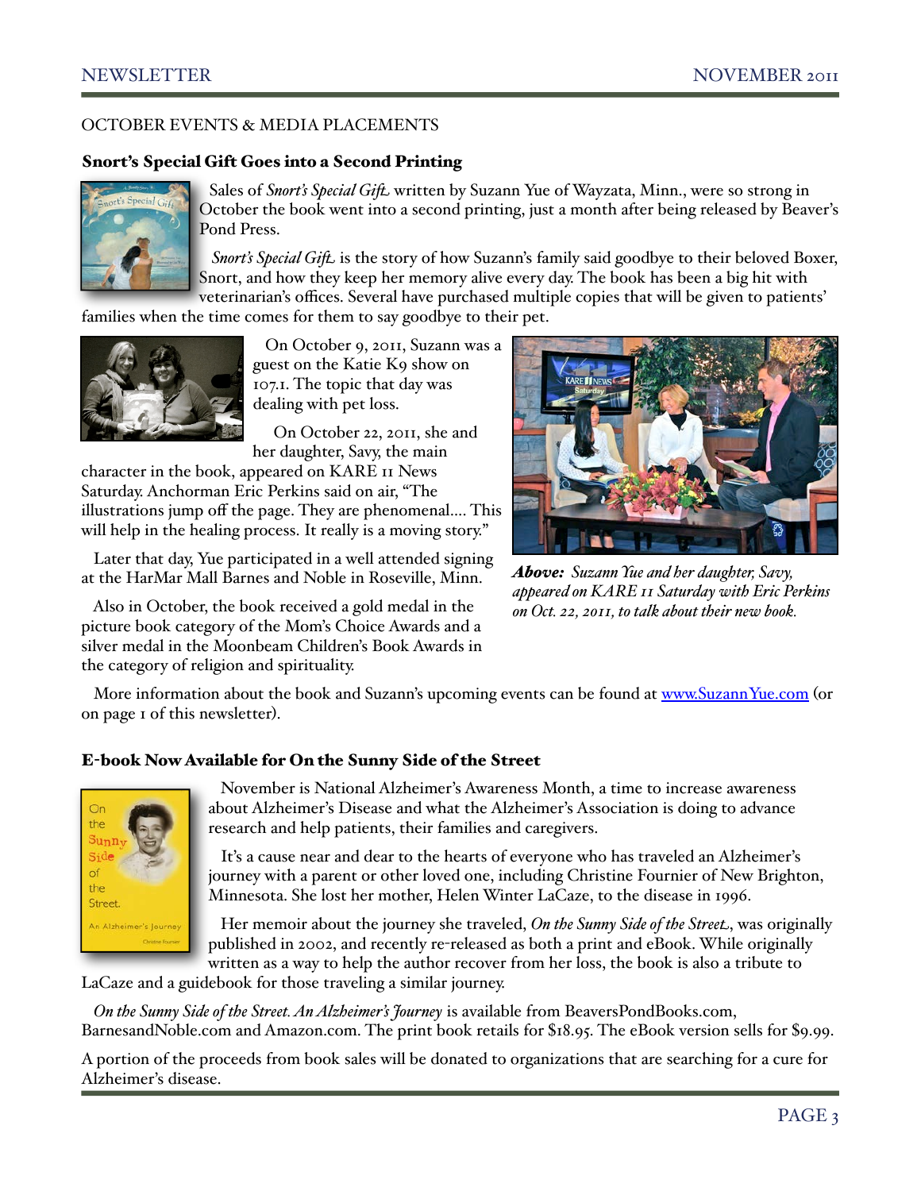## OCTOBER EVENTS & MEDIA PLACEMENTS

### Snort's Special Gift Goes into a Second Printing

Sales of *Snort's Special Gift* written by Suzann Yue of Wayzata, Minn., were so strong in October the book went into a second printing, just a month after being released by Beaver's Pond Press.

*Snort's Special Gift* is the story of how Suzann's family said goodbye to their beloved Boxer, Snort, and how they keep her memory alive every day. The book has been a big hit with veterinarian's offices. Several have purchased multiple copies that will be given to patients' families when the time comes for them to say goodbye to their pet.

On October 9, 2011, Suzann was a guest on the Katie K9 show on 107.1. The topic that day was dealing with pet loss.

On October 22, 2011, she and her daughter, Savy, the main character in the book, appeared on KARE 11 News Saturday. Anchorman Eric Perkins said on air, "The illustrations jump off the page. They are phenomenal.... This will help in the healing process. It really is a moving story."

Later that day, Yue participated in a well attended signing at the HarMar Mall Barnes and Noble in Roseville, Minn.

Also in October, the book received a gold medal in the picture book category of the Mom's Choice Awards and a silver medal in the Moonbeam Children's Book Awards in the category of religion and spirituality.

***Above:** Suzann Yue and her daughter, Savy, appeared on KARE 11 Saturday with Eric Perkins on Oct. 22, 2011, to talk about their new book.*

More information about the book and Suzann's upcoming events can be found at www.SuzannYue.com (or on page 1 of this newsletter).

### E-book Now Available for On the Sunny Side of the Street

November is National Alzheimer's Awareness Month, a time to increase awareness about Alzheimer's Disease and what the Alzheimer's Association is doing to advance research and help patients, their families and caregivers.

It's a cause near and dear to the hearts of everyone who has traveled an Alzheimer's journey with a parent or other loved one, including Christine Fournier of New Brighton, Minnesota. She lost her mother, Helen Winter LaCaze, to the disease in 1996.

Her memoir about the journey she traveled, *On the Sunny Side of the Street*, was originally published in 2002, and recently re-released as both a print and eBook. While originally written as a way to help the author recover from her loss, the book is also a tribute to LaCaze and a guidebook for those traveling a similar journey.

*On the Sunny Side of the Street. An Alzheimer's Journey* is available from BeaversPondBooks.com, BarnesandNoble.com and Amazon.com. The print book retails for $18.95. The eBook version sells for $9.99.

A portion of the proceeds from book sales will be donated to organizations that are searching for a cure for Alzheimer's disease.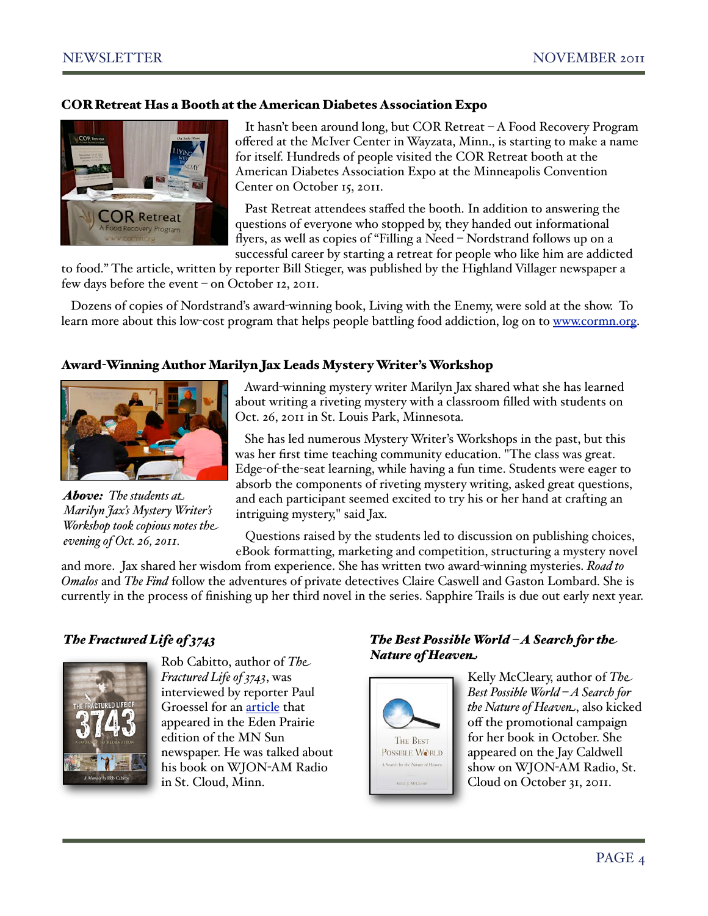## COR Retreat Has a Booth at the American Diabetes Association Expo

It hasn't been around long, but COR Retreat – A Food Recovery Program offered at the McIver Center in Wayzata, Minn., is starting to make a name for itself. Hundreds of people visited the COR Retreat booth at the American Diabetes Association Expo at the Minneapolis Convention Center on October 15, 2011.

Past Retreat attendees staffed the booth. In addition to answering the questions of everyone who stopped by, they handed out informational flyers, as well as copies of "Filling a Need – Nordstrand follows up on a successful career by starting a retreat for people who like him are addicted to food." The article, written by reporter Bill Stieger, was published by the Highland Villager newspaper a few days before the event – on October 12, 2011.

Dozens of copies of Nordstrand's award-winning book, Living with the Enemy, were sold at the show. To learn more about this low-cost program that helps people battling food addiction, log on to www.cormn.org.

## Award-Winning Author Marilyn Jax Leads Mystery Writer's Workshop

*Above: The students at Marilyn Jax's Mystery Writer's Workshop took copious notes the evening of Oct. 26, 2011.*

Award-winning mystery writer Marilyn Jax shared what she has learned about writing a riveting mystery with a classroom filled with students on Oct. 26, 2011 in St. Louis Park, Minnesota.

She has led numerous Mystery Writer's Workshops in the past, but this was her first time teaching community education. "The class was great. Edge-of-the-seat learning, while having a fun time. Students were eager to absorb the components of riveting mystery writing, asked great questions, and each participant seemed excited to try his or her hand at crafting an intriguing mystery," said Jax.

Questions raised by the students led to discussion on publishing choices, eBook formatting, marketing and competition, structuring a mystery novel and more. Jax shared her wisdom from experience. She has written two award-winning mysteries. *Road to Omalos* and *The Find* follow the adventures of private detectives Claire Caswell and Gaston Lombard. She is currently in the process of finishing up her third novel in the series. Sapphire Trails is due out early next year.

### *The Fractured Life of 3743*

Rob Cabitto, author of *The Fractured Life of 3743*, was interviewed by reporter Paul Groessel for an article that appeared in the Eden Prairie edition of the MN Sun newspaper. He was talked about his book on WJON-AM Radio in St. Cloud, Minn.

### *The Best Possible World – A Search for the Nature of Heaven*

Kelly McCleary, author of *The Best Possible World – A Search for the Nature of Heaven*, also kicked off the promotional campaign for her book in October. She appeared on the Jay Caldwell show on WJON-AM Radio, St. Cloud on October 31, 2011.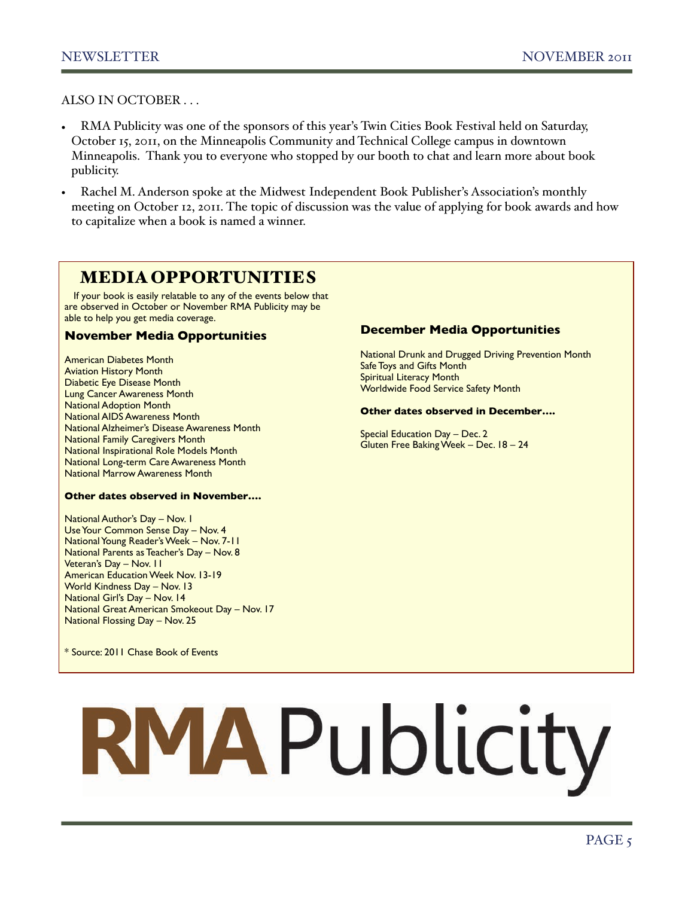ALSO IN OCTOBER . . .

- RMA Publicity was one of the sponsors of this year's Twin Cities Book Festival held on Saturday, October 15, 2011, on the Minneapolis Community and Technical College campus in downtown Minneapolis. Thank you to everyone who stopped by our booth to chat and learn more about book publicity.
- Rachel M. Anderson spoke at the Midwest Independent Book Publisher's Association's monthly meeting on October 12, 2011. The topic of discussion was the value of applying for book awards and how to capitalize when a book is named a winner.

## MEDIA OPPORTUNITIES

If your book is easily relatable to any of the events below that are observed in October or November RMA Publicity may be able to help you get media coverage.

### November Media Opportunities

American Diabetes Month
Aviation History Month
Diabetic Eye Disease Month
Lung Cancer Awareness Month
National Adoption Month
National AIDS Awareness Month
National Alzheimer's Disease Awareness Month
National Family Caregivers Month
National Inspirational Role Models Month
National Long-term Care Awareness Month
National Marrow Awareness Month

**Other dates observed in November….**

National Author's Day – Nov. 1
Use Your Common Sense Day – Nov. 4
National Young Reader's Week – Nov. 7-11
National Parents as Teacher's Day – Nov. 8
Veteran's Day – Nov. 11
American Education Week Nov. 13-19
World Kindness Day – Nov. 13
National Girl's Day – Nov. 14
National Great American Smokeout Day – Nov. 17
National Flossing Day – Nov. 25

* Source: 2011 Chase Book of Events

### December Media Opportunities

National Drunk and Drugged Driving Prevention Month
Safe Toys and Gifts Month
Spiritual Literacy Month
Worldwide Food Service Safety Month

**Other dates observed in December….**

Special Education Day – Dec. 2
Gluten Free Baking Week – Dec. 18 – 24

RMA Publicity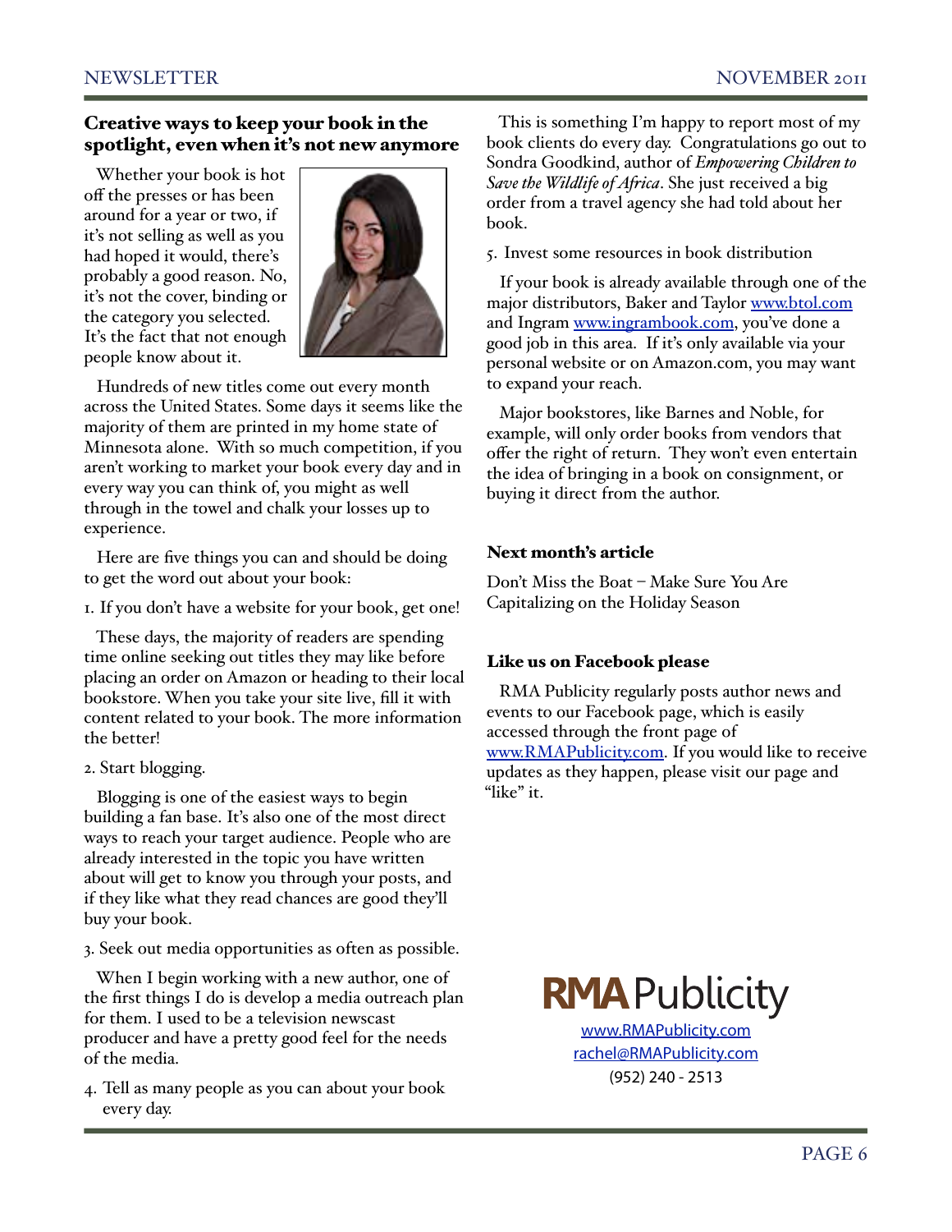## Creative ways to keep your book in the spotlight, even when it's not new anymore

Whether your book is hot off the presses or has been around for a year or two, if it's not selling as well as you had hoped it would, there's probably a good reason. No, it's not the cover, binding or the category you selected. It's the fact that not enough people know about it.

Hundreds of new titles come out every month across the United States. Some days it seems like the majority of them are printed in my home state of Minnesota alone. With so much competition, if you aren't working to market your book every day and in every way you can think of, you might as well through in the towel and chalk your losses up to experience.

Here are five things you can and should be doing to get the word out about your book:

1. If you don't have a website for your book, get one!

These days, the majority of readers are spending time online seeking out titles they may like before placing an order on Amazon or heading to their local bookstore. When you take your site live, fill it with content related to your book. The more information the better!

2. Start blogging.

Blogging is one of the easiest ways to begin building a fan base. It's also one of the most direct ways to reach your target audience. People who are already interested in the topic you have written about will get to know you through your posts, and if they like what they read chances are good they'll buy your book.

3. Seek out media opportunities as often as possible.

When I begin working with a new author, one of the first things I do is develop a media outreach plan for them. I used to be a television newscast producer and have a pretty good feel for the needs of the media.

4. Tell as many people as you can about your book every day.

This is something I'm happy to report most of my book clients do every day. Congratulations go out to Sondra Goodkind, author of *Empowering Children to Save the Wildlife of Africa*. She just received a big order from a travel agency she had told about her book.

5. Invest some resources in book distribution

If your book is already available through one of the major distributors, Baker and Taylor www.btol.com and Ingram www.ingrambook.com, you've done a good job in this area. If it's only available via your personal website or on Amazon.com, you may want to expand your reach.

Major bookstores, like Barnes and Noble, for example, will only order books from vendors that offer the right of return. They won't even entertain the idea of bringing in a book on consignment, or buying it direct from the author.

### Next month's article

Don't Miss the Boat – Make Sure You Are Capitalizing on the Holiday Season

### Like us on Facebook please

RMA Publicity regularly posts author news and events to our Facebook page, which is easily accessed through the front page of www.RMAPublicity.com. If you would like to receive updates as they happen, please visit our page and "like" it.

**RMA** Publicity

www.RMAPublicity.com

rachel@RMAPublicity.com

(952) 240 - 2513